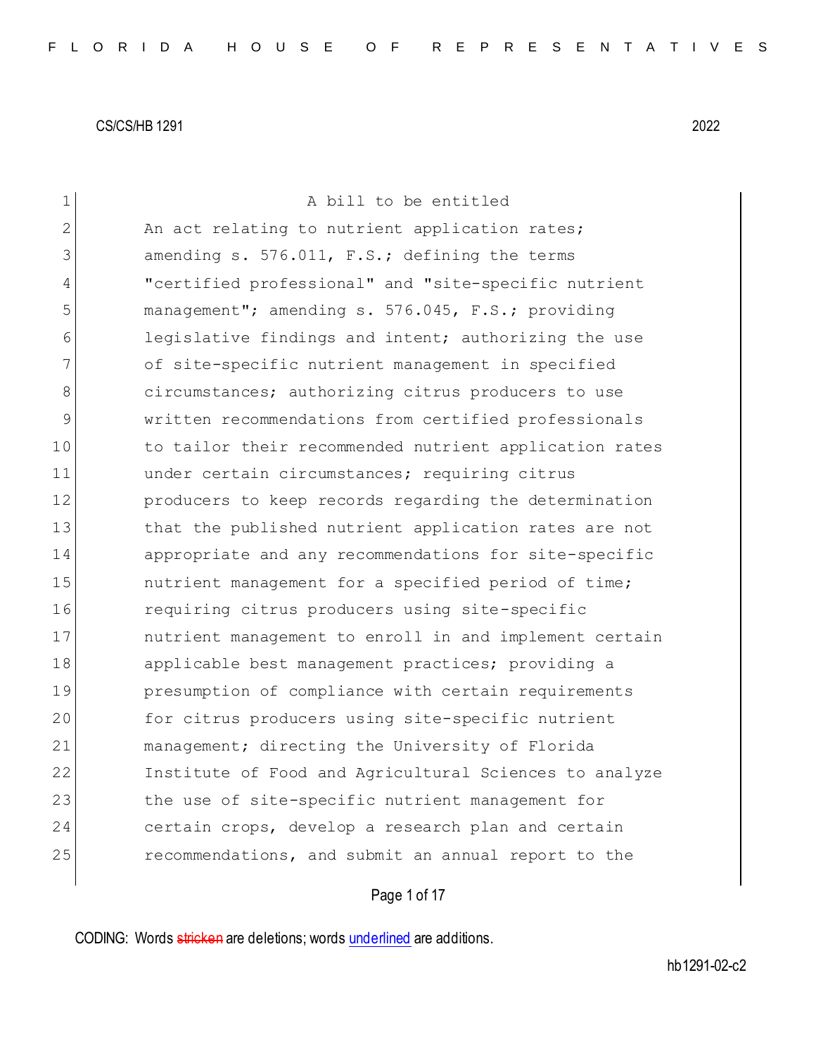CS/CS/HB 1291 2022

A bill to be entitled

An act relating to nutrient application rates; amending s. 576.011, F.S.; defining the terms "certified professional" and "site-specific nutrient management"; amending s. 576.045, F.S.; providing legislative findings and intent; authorizing the use of site-specific nutrient management in specified circumstances; authorizing citrus producers to use written recommendations from certified professionals to tailor their recommended nutrient application rates under certain circumstances; requiring citrus producers to keep records regarding the determination that the published nutrient application rates are not appropriate and any recommendations for site-specific nutrient management for a specified period of time; requiring citrus producers using site-specific nutrient management to enroll in and implement certain applicable best management practices; providing a presumption of compliance with certain requirements for citrus producers using site-specific nutrient management; directing the University of Florida Institute of Food and Agricultural Sciences to analyze the use of site-specific nutrient management for certain crops, develop a research plan and certain recommendations, and submit an annual report to the

CODING: Words ~~stricken~~ are deletions; words underlined are additions.

hb1291-02-c2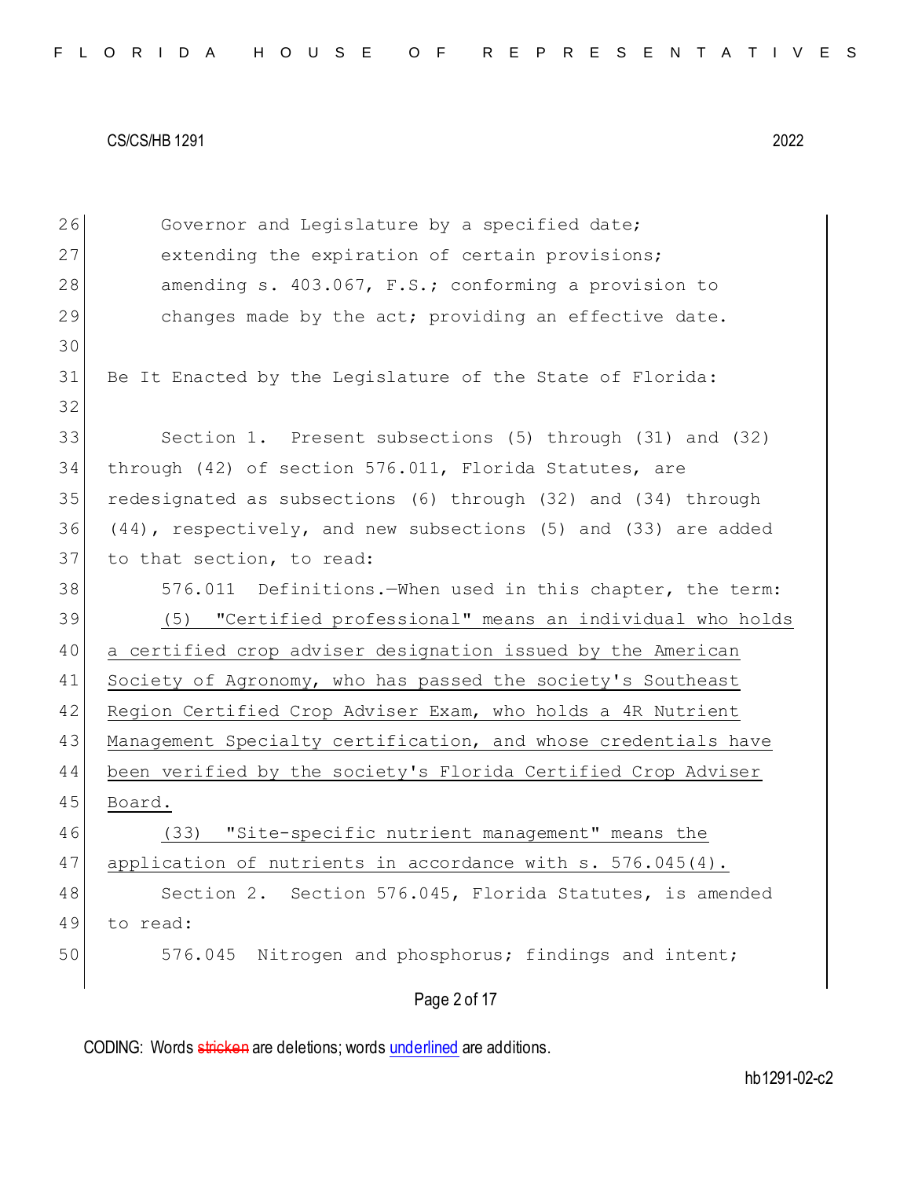Governor and Legislature by a specified date; extending the expiration of certain provisions; amending s. 403.067, F.S.; conforming a provision to changes made by the act; providing an effective date.

Be It Enacted by the Legislature of the State of Florida:

Section 1. Present subsections (5) through (31) and (32) through (42) of section 576.011, Florida Statutes, are redesignated as subsections (6) through (32) and (34) through (44), respectively, and new subsections (5) and (33) are added to that section, to read:

576.011 Definitions.—When used in this chapter, the term:

(5) "Certified professional" means an individual who holds a certified crop adviser designation issued by the American Society of Agronomy, who has passed the society's Southeast Region Certified Crop Adviser Exam, who holds a 4R Nutrient Management Specialty certification, and whose credentials have been verified by the society's Florida Certified Crop Adviser Board.

(33) "Site-specific nutrient management" means the application of nutrients in accordance with s. 576.045(4).

Section 2. Section 576.045, Florida Statutes, is amended to read:

576.045 Nitrogen and phosphorus; findings and intent;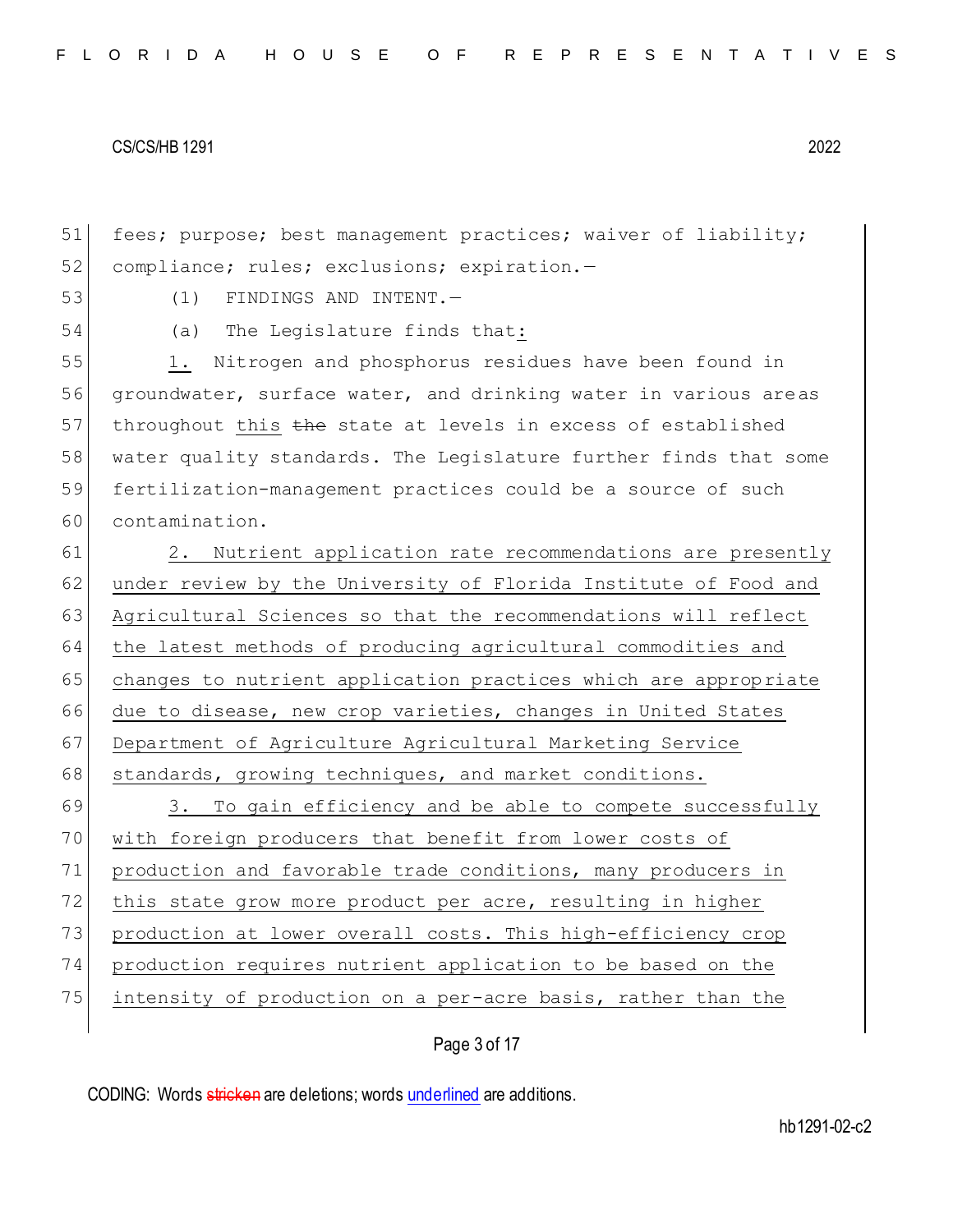51 fees; purpose; best management practices; waiver of liability;
52 compliance; rules; exclusions; expiration.—
53 (1) FINDINGS AND INTENT.—
54 (a) The Legislature finds that:
55 1. Nitrogen and phosphorus residues have been found in
56 groundwater, surface water, and drinking water in various areas
57 throughout this ~~the~~ state at levels in excess of established
58 water quality standards. The Legislature further finds that some
59 fertilization-management practices could be a source of such
60 contamination.
61 2. Nutrient application rate recommendations are presently
62 under review by the University of Florida Institute of Food and
63 Agricultural Sciences so that the recommendations will reflect
64 the latest methods of producing agricultural commodities and
65 changes to nutrient application practices which are appropriate
66 due to disease, new crop varieties, changes in United States
67 Department of Agriculture Agricultural Marketing Service
68 standards, growing techniques, and market conditions.
69 3. To gain efficiency and be able to compete successfully
70 with foreign producers that benefit from lower costs of
71 production and favorable trade conditions, many producers in
72 this state grow more product per acre, resulting in higher
73 production at lower overall costs. This high-efficiency crop
74 production requires nutrient application to be based on the
75 intensity of production on a per-acre basis, rather than the

CODING: Words ~~stricken~~ are deletions; words underlined are additions.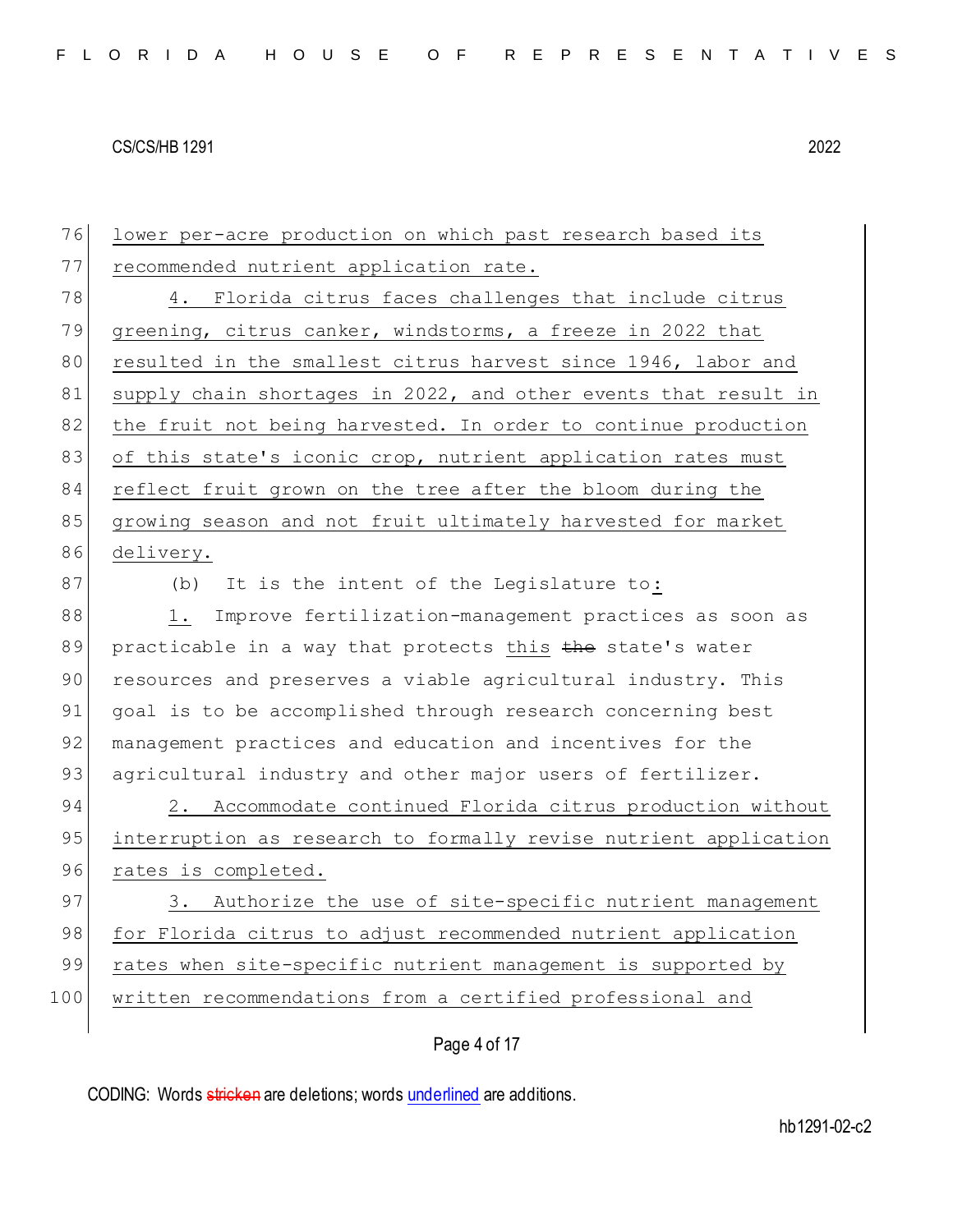lower per-acre production on which past research based its recommended nutrient application rate.

4. Florida citrus faces challenges that include citrus greening, citrus canker, windstorms, a freeze in 2022 that resulted in the smallest citrus harvest since 1946, labor and supply chain shortages in 2022, and other events that result in the fruit not being harvested. In order to continue production of this state's iconic crop, nutrient application rates must reflect fruit grown on the tree after the bloom during the growing season and not fruit ultimately harvested for market delivery.

(b) It is the intent of the Legislature to:

1. Improve fertilization-management practices as soon as practicable in a way that protects this ~~the~~ state's water resources and preserves a viable agricultural industry. This goal is to be accomplished through research concerning best management practices and education and incentives for the agricultural industry and other major users of fertilizer.

2. Accommodate continued Florida citrus production without interruption as research to formally revise nutrient application rates is completed.

3. Authorize the use of site-specific nutrient management for Florida citrus to adjust recommended nutrient application rates when site-specific nutrient management is supported by written recommendations from a certified professional and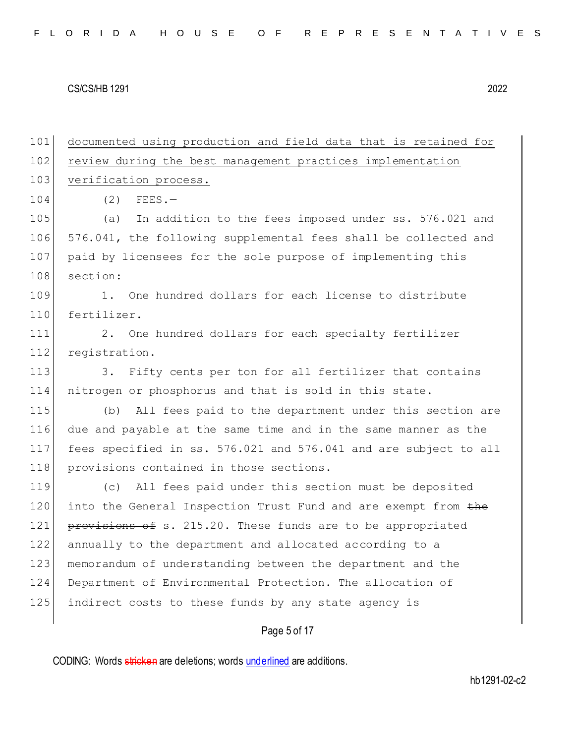documented using production and field data that is retained for review during the best management practices implementation verification process.

(2) FEES.—

(a) In addition to the fees imposed under ss. 576.021 and 576.041, the following supplemental fees shall be collected and paid by licensees for the sole purpose of implementing this section:

1. One hundred dollars for each license to distribute fertilizer.

2. One hundred dollars for each specialty fertilizer registration.

3. Fifty cents per ton for all fertilizer that contains nitrogen or phosphorus and that is sold in this state.

(b) All fees paid to the department under this section are due and payable at the same time and in the same manner as the fees specified in ss. 576.021 and 576.041 and are subject to all provisions contained in those sections.

(c) All fees paid under this section must be deposited into the General Inspection Trust Fund and are exempt from ~~the provisions of~~ s. 215.20. These funds are to be appropriated annually to the department and allocated according to a memorandum of understanding between the department and the Department of Environmental Protection. The allocation of indirect costs to these funds by any state agency is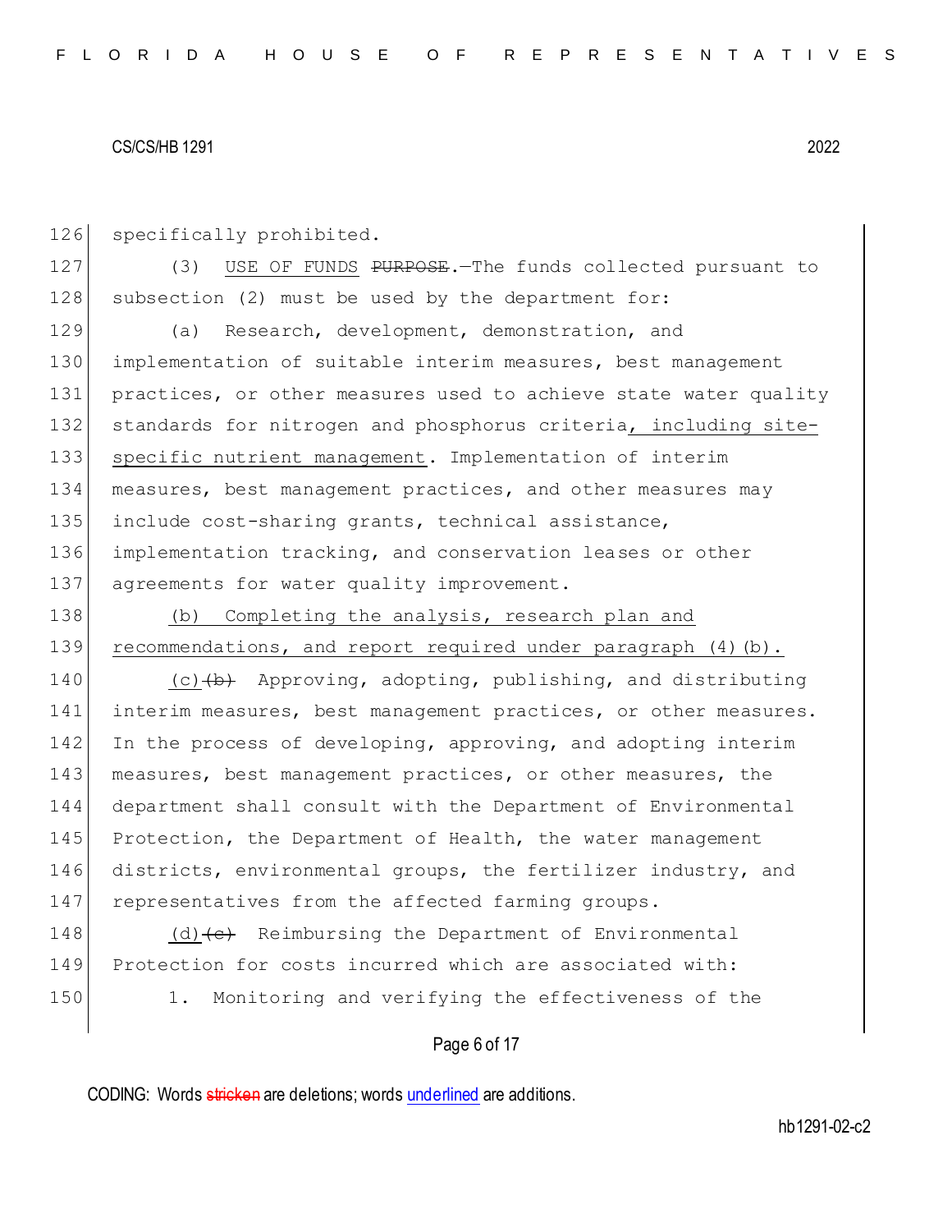specifically prohibited.

(3) <u>USE OF FUNDS</u> ~~PURPOSE~~.—The funds collected pursuant to subsection (2) must be used by the department for:

(a) Research, development, demonstration, and implementation of suitable interim measures, best management practices, or other measures used to achieve state water quality standards for nitrogen and phosphorus criteria<u>, including site-specific nutrient management</u>. Implementation of interim measures, best management practices, and other measures may include cost-sharing grants, technical assistance, implementation tracking, and conservation leases or other agreements for water quality improvement.

<u>(b) Completing the analysis, research plan and recommendations, and report required under paragraph (4)(b).</u>

<u>(c)</u>~~(b)~~ Approving, adopting, publishing, and distributing interim measures, best management practices, or other measures. In the process of developing, approving, and adopting interim measures, best management practices, or other measures, the department shall consult with the Department of Environmental Protection, the Department of Health, the water management districts, environmental groups, the fertilizer industry, and representatives from the affected farming groups.

<u>(d)</u>~~(c)~~ Reimbursing the Department of Environmental Protection for costs incurred which are associated with:

1. Monitoring and verifying the effectiveness of the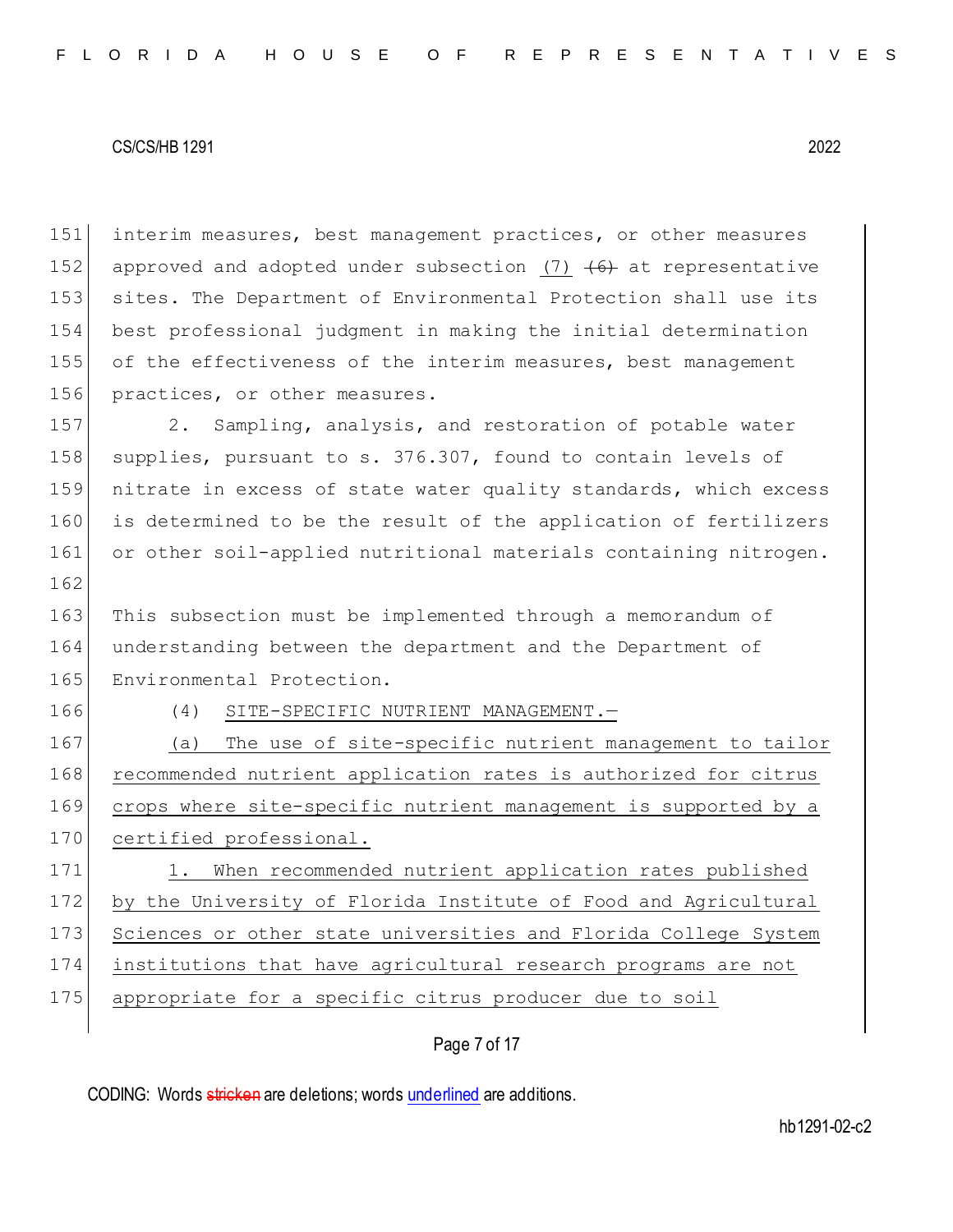interim measures, best management practices, or other measures approved and adopted under subsection <u>(7)</u> ~~(6)~~ at representative sites. The Department of Environmental Protection shall use its best professional judgment in making the initial determination of the effectiveness of the interim measures, best management practices, or other measures.

2. Sampling, analysis, and restoration of potable water supplies, pursuant to s. 376.307, found to contain levels of nitrate in excess of state water quality standards, which excess is determined to be the result of the application of fertilizers or other soil-applied nutritional materials containing nitrogen.

This subsection must be implemented through a memorandum of understanding between the department and the Department of Environmental Protection.

(4) <u>SITE-SPECIFIC NUTRIENT MANAGEMENT.—</u>

<u>(a) The use of site-specific nutrient management to tailor recommended nutrient application rates is authorized for citrus crops where site-specific nutrient management is supported by a certified professional.</u>

<u>1. When recommended nutrient application rates published by the University of Florida Institute of Food and Agricultural Sciences or other state universities and Florida College System institutions that have agricultural research programs are not appropriate for a specific citrus producer due to soil</u>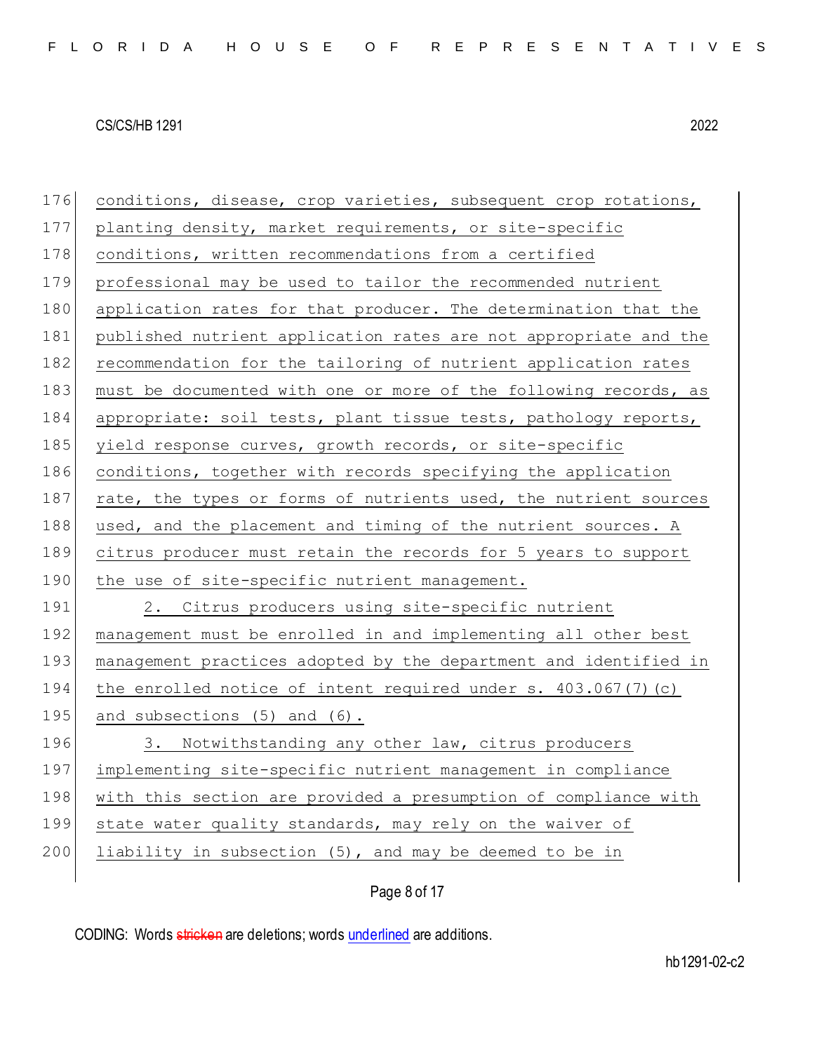conditions, disease, crop varieties, subsequent crop rotations, planting density, market requirements, or site-specific conditions, written recommendations from a certified professional may be used to tailor the recommended nutrient application rates for that producer. The determination that the published nutrient application rates are not appropriate and the recommendation for the tailoring of nutrient application rates must be documented with one or more of the following records, as appropriate: soil tests, plant tissue tests, pathology reports, yield response curves, growth records, or site-specific conditions, together with records specifying the application rate, the types or forms of nutrients used, the nutrient sources used, and the placement and timing of the nutrient sources. A citrus producer must retain the records for 5 years to support the use of site-specific nutrient management.

2. Citrus producers using site-specific nutrient management must be enrolled in and implementing all other best management practices adopted by the department and identified in the enrolled notice of intent required under s. 403.067(7)(c) and subsections (5) and (6).

3. Notwithstanding any other law, citrus producers implementing site-specific nutrient management in compliance with this section are provided a presumption of compliance with state water quality standards, may rely on the waiver of liability in subsection (5), and may be deemed to be in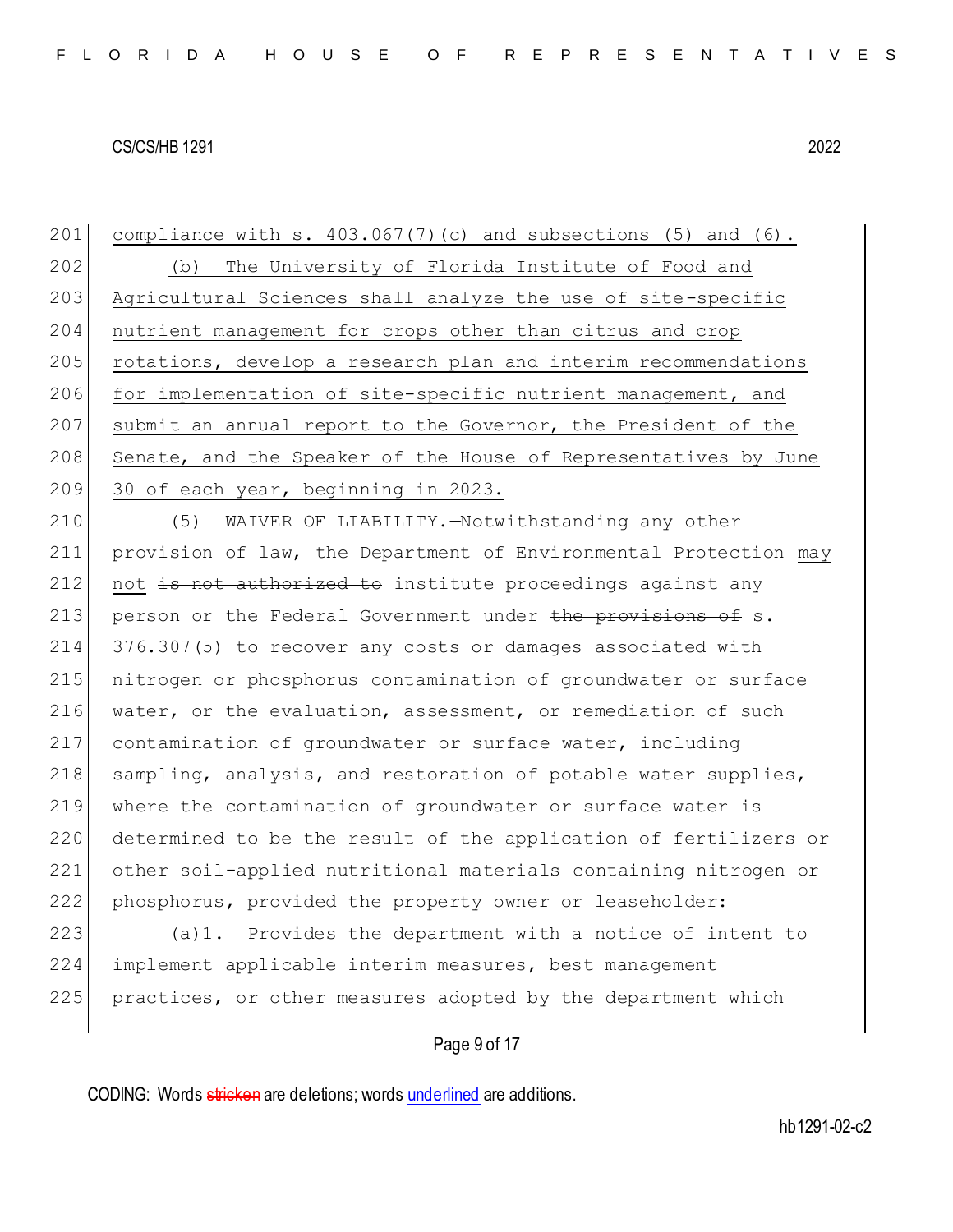compliance with s. 403.067(7)(c) and subsections (5) and (6).

(b) The University of Florida Institute of Food and Agricultural Sciences shall analyze the use of site-specific nutrient management for crops other than citrus and crop rotations, develop a research plan and interim recommendations for implementation of site-specific nutrient management, and submit an annual report to the Governor, the President of the Senate, and the Speaker of the House of Representatives by June 30 of each year, beginning in 2023.

(5) WAIVER OF LIABILITY.—Notwithstanding any other ~~provision of~~ law, the Department of Environmental Protection may not ~~is not authorized to~~ institute proceedings against any person or the Federal Government under ~~the provisions of~~ s. 376.307(5) to recover any costs or damages associated with nitrogen or phosphorus contamination of groundwater or surface water, or the evaluation, assessment, or remediation of such contamination of groundwater or surface water, including sampling, analysis, and restoration of potable water supplies, where the contamination of groundwater or surface water is determined to be the result of the application of fertilizers or other soil-applied nutritional materials containing nitrogen or phosphorus, provided the property owner or leaseholder:

(a)1. Provides the department with a notice of intent to implement applicable interim measures, best management practices, or other measures adopted by the department which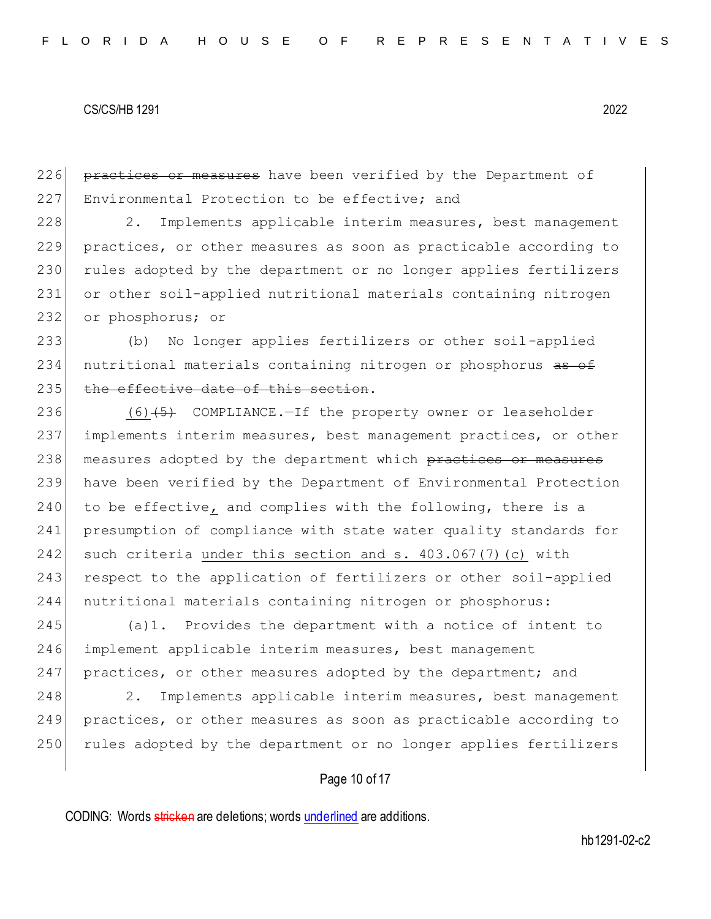226 ~~practices or measures~~ have been verified by the Department of
227 Environmental Protection to be effective; and

228 2. Implements applicable interim measures, best management
229 practices, or other measures as soon as practicable according to
230 rules adopted by the department or no longer applies fertilizers
231 or other soil-applied nutritional materials containing nitrogen
232 or phosphorus; or

233 (b) No longer applies fertilizers or other soil-applied
234 nutritional materials containing nitrogen or phosphorus ~~as of~~
235 ~~the effective date of this section~~.

236 <u>(6)</u>~~(5)~~ COMPLIANCE.—If the property owner or leaseholder
237 implements interim measures, best management practices, or other
238 measures adopted by the department which ~~practices or measures~~
239 have been verified by the Department of Environmental Protection
240 to be effective<u>,</u> and complies with the following, there is a
241 presumption of compliance with state water quality standards for
242 such criteria <u>under this section and s. 403.067(7)(c)</u> with
243 respect to the application of fertilizers or other soil-applied
244 nutritional materials containing nitrogen or phosphorus:

245 (a)1. Provides the department with a notice of intent to
246 implement applicable interim measures, best management
247 practices, or other measures adopted by the department; and

248 2. Implements applicable interim measures, best management
249 practices, or other measures as soon as practicable according to
250 rules adopted by the department or no longer applies fertilizers

CODING: Words ~~stricken~~ are deletions; words <u>underlined</u> are additions.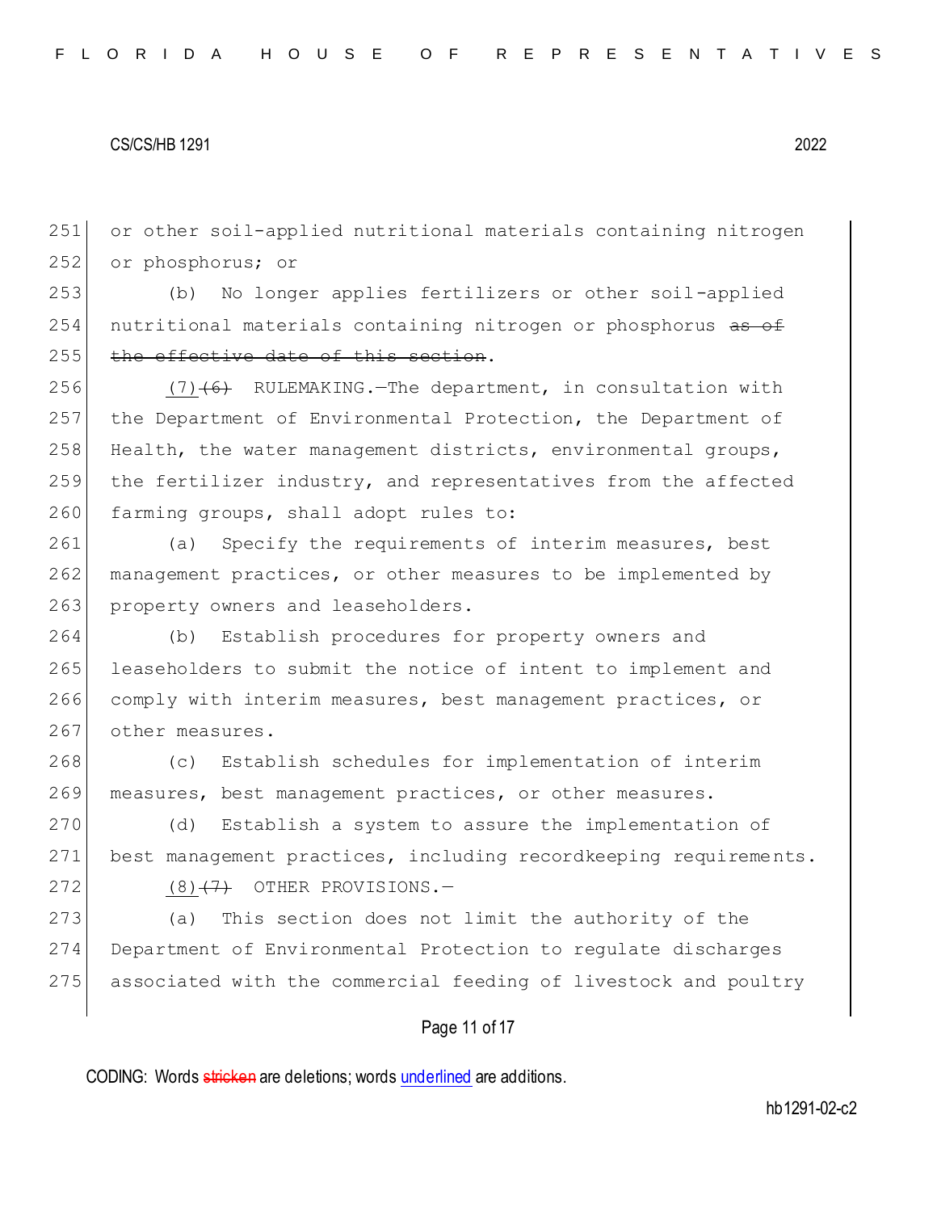251 or other soil-applied nutritional materials containing nitrogen
252 or phosphorus; or

253 (b) No longer applies fertilizers or other soil-applied
254 nutritional materials containing nitrogen or phosphorus ~~as of~~
255 ~~the effective date of this section~~.

256 <u>(7)</u>~~(6)~~ RULEMAKING.—The department, in consultation with
257 the Department of Environmental Protection, the Department of
258 Health, the water management districts, environmental groups,
259 the fertilizer industry, and representatives from the affected
260 farming groups, shall adopt rules to:

261 (a) Specify the requirements of interim measures, best
262 management practices, or other measures to be implemented by
263 property owners and leaseholders.

264 (b) Establish procedures for property owners and
265 leaseholders to submit the notice of intent to implement and
266 comply with interim measures, best management practices, or
267 other measures.

268 (c) Establish schedules for implementation of interim
269 measures, best management practices, or other measures.

270 (d) Establish a system to assure the implementation of
271 best management practices, including recordkeeping requirements.

272 <u>(8)</u>~~(7)~~ OTHER PROVISIONS.—

273 (a) This section does not limit the authority of the
274 Department of Environmental Protection to regulate discharges
275 associated with the commercial feeding of livestock and poultry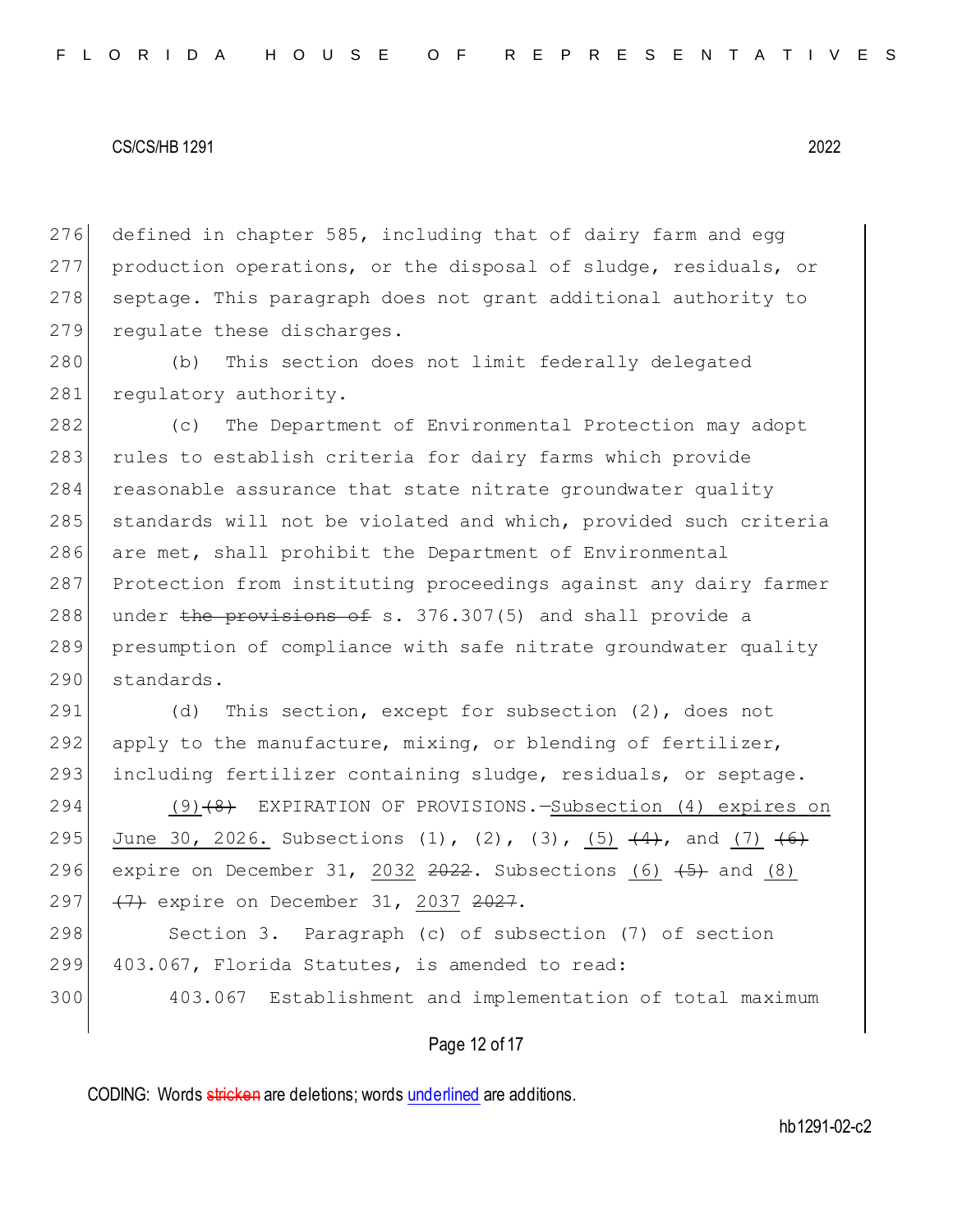276 defined in chapter 585, including that of dairy farm and egg
277 production operations, or the disposal of sludge, residuals, or
278 septage. This paragraph does not grant additional authority to
279 regulate these discharges.

280 (b) This section does not limit federally delegated
281 regulatory authority.

282 (c) The Department of Environmental Protection may adopt
283 rules to establish criteria for dairy farms which provide
284 reasonable assurance that state nitrate groundwater quality
285 standards will not be violated and which, provided such criteria
286 are met, shall prohibit the Department of Environmental
287 Protection from instituting proceedings against any dairy farmer
288 under ~~the provisions of~~ s. 376.307(5) and shall provide a
289 presumption of compliance with safe nitrate groundwater quality
290 standards.

291 (d) This section, except for subsection (2), does not
292 apply to the manufacture, mixing, or blending of fertilizer,
293 including fertilizer containing sludge, residuals, or septage.

294 <u>(9)</u>~~(8)~~ EXPIRATION OF PROVISIONS.—<u>Subsection (4) expires on</u>
295 <u>June 30, 2026.</u> Subsections (1), (2), (3), <u>(5)</u> ~~(4)~~, and <u>(7)</u> ~~(6)~~
296 expire on December 31, <u>2032</u> ~~2022~~. Subsections <u>(6)</u> ~~(5)~~ and <u>(8)</u>
297 ~~(7)~~ expire on December 31, <u>2037</u> ~~2027~~.

298 Section 3. Paragraph (c) of subsection (7) of section
299 403.067, Florida Statutes, is amended to read:

300 403.067 Establishment and implementation of total maximum

CODING: Words ~~stricken~~ are deletions; words <u>underlined</u> are additions.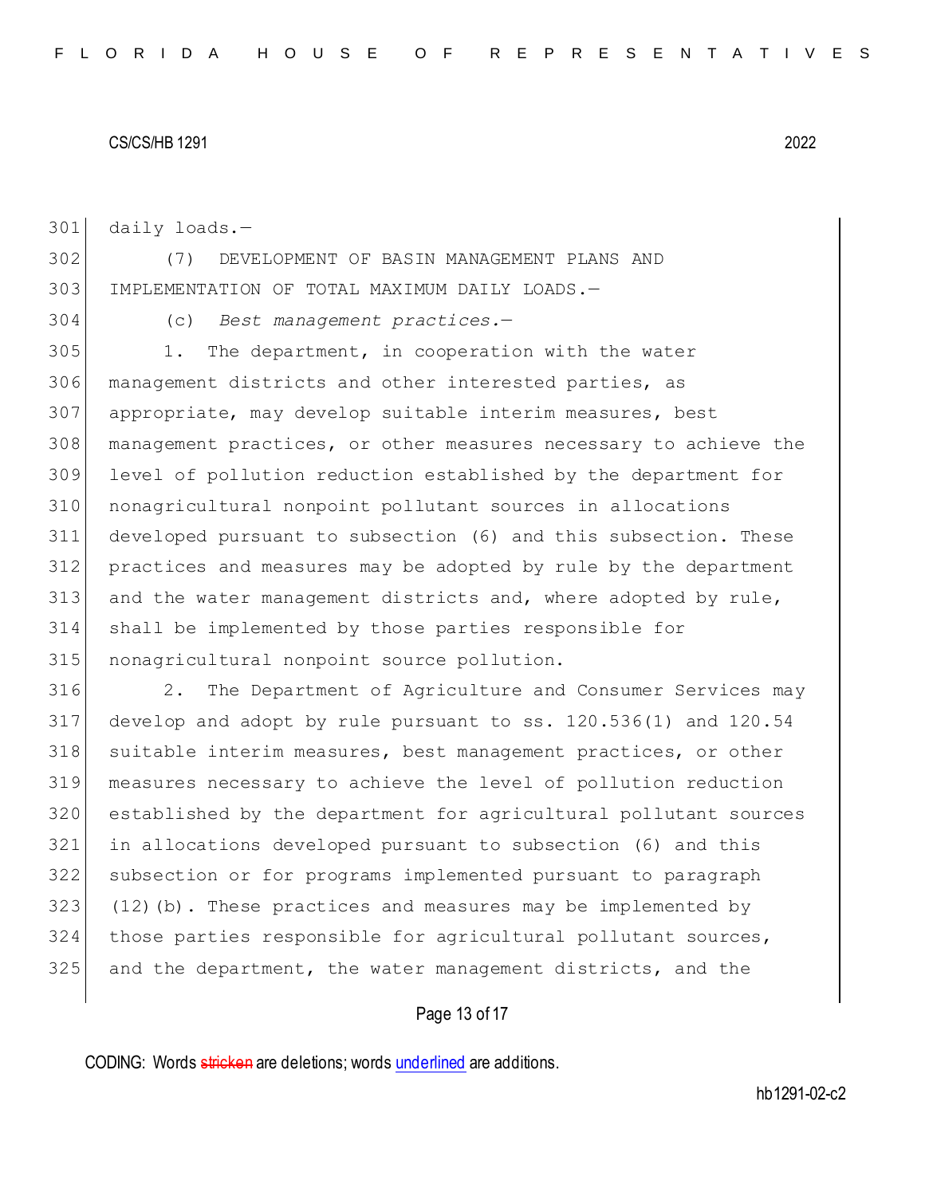daily loads.—

(7) DEVELOPMENT OF BASIN MANAGEMENT PLANS AND IMPLEMENTATION OF TOTAL MAXIMUM DAILY LOADS.—

(c) *Best management practices.*—

1. The department, in cooperation with the water management districts and other interested parties, as appropriate, may develop suitable interim measures, best management practices, or other measures necessary to achieve the level of pollution reduction established by the department for nonagricultural nonpoint pollutant sources in allocations developed pursuant to subsection (6) and this subsection. These practices and measures may be adopted by rule by the department and the water management districts and, where adopted by rule, shall be implemented by those parties responsible for nonagricultural nonpoint source pollution.

2. The Department of Agriculture and Consumer Services may develop and adopt by rule pursuant to ss. 120.536(1) and 120.54 suitable interim measures, best management practices, or other measures necessary to achieve the level of pollution reduction established by the department for agricultural pollutant sources in allocations developed pursuant to subsection (6) and this subsection or for programs implemented pursuant to paragraph (12)(b). These practices and measures may be implemented by those parties responsible for agricultural pollutant sources, and the department, the water management districts, and the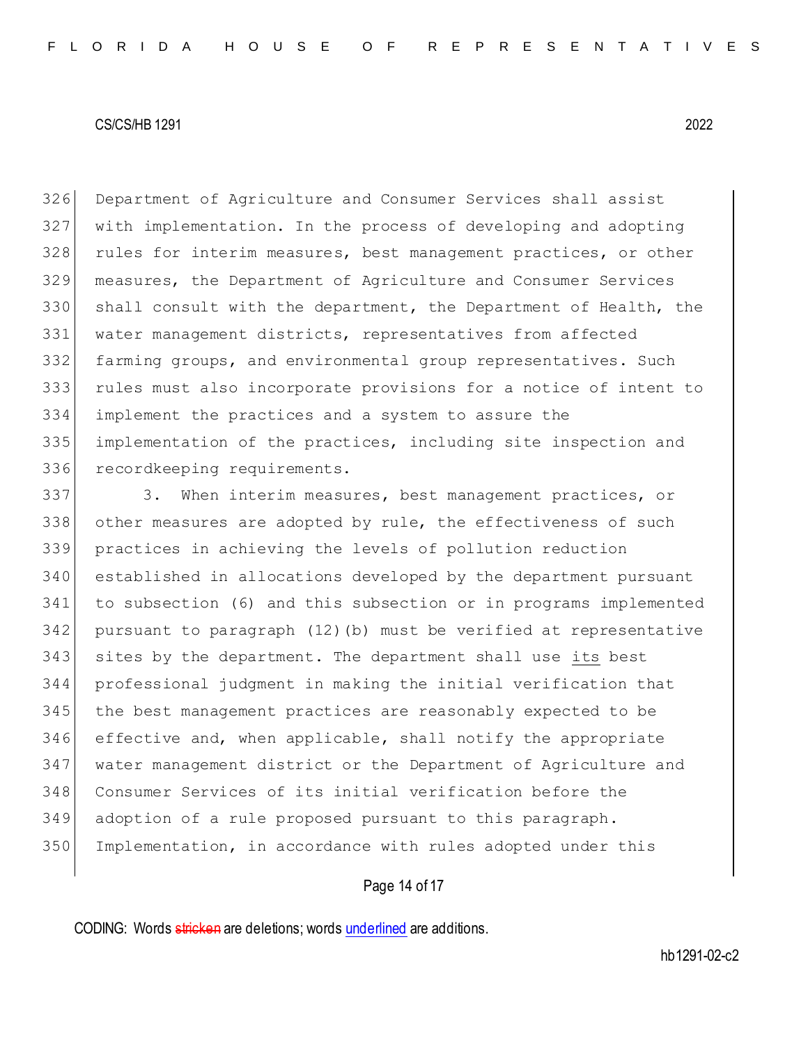Department of Agriculture and Consumer Services shall assist with implementation. In the process of developing and adopting rules for interim measures, best management practices, or other measures, the Department of Agriculture and Consumer Services shall consult with the department, the Department of Health, the water management districts, representatives from affected farming groups, and environmental group representatives. Such rules must also incorporate provisions for a notice of intent to implement the practices and a system to assure the implementation of the practices, including site inspection and recordkeeping requirements.

3. When interim measures, best management practices, or other measures are adopted by rule, the effectiveness of such practices in achieving the levels of pollution reduction established in allocations developed by the department pursuant to subsection (6) and this subsection or in programs implemented pursuant to paragraph (12)(b) must be verified at representative sites by the department. The department shall use <u>its</u> best professional judgment in making the initial verification that the best management practices are reasonably expected to be effective and, when applicable, shall notify the appropriate water management district or the Department of Agriculture and Consumer Services of its initial verification before the adoption of a rule proposed pursuant to this paragraph. Implementation, in accordance with rules adopted under this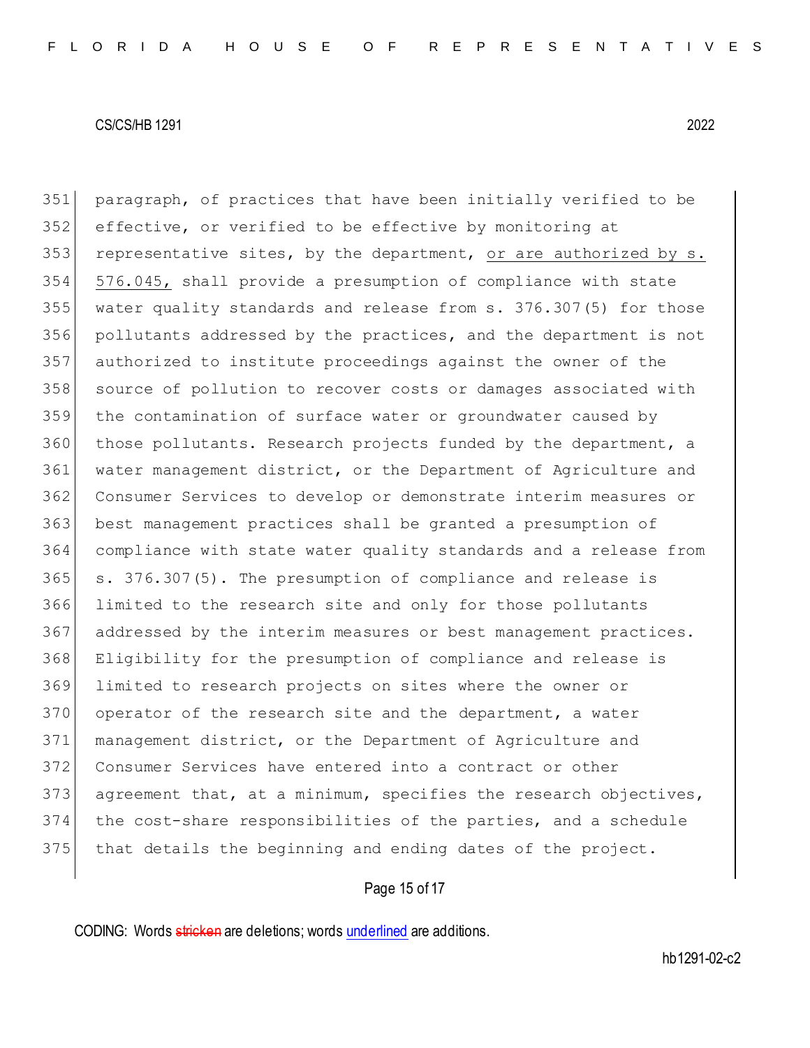351 paragraph, of practices that have been initially verified to be
352 effective, or verified to be effective by monitoring at
353 representative sites, by the department, <u>or are authorized by s.</u>
354 <u>576.045,</u> shall provide a presumption of compliance with state
355 water quality standards and release from s. 376.307(5) for those
356 pollutants addressed by the practices, and the department is not
357 authorized to institute proceedings against the owner of the
358 source of pollution to recover costs or damages associated with
359 the contamination of surface water or groundwater caused by
360 those pollutants. Research projects funded by the department, a
361 water management district, or the Department of Agriculture and
362 Consumer Services to develop or demonstrate interim measures or
363 best management practices shall be granted a presumption of
364 compliance with state water quality standards and a release from
365 s. 376.307(5). The presumption of compliance and release is
366 limited to the research site and only for those pollutants
367 addressed by the interim measures or best management practices.
368 Eligibility for the presumption of compliance and release is
369 limited to research projects on sites where the owner or
370 operator of the research site and the department, a water
371 management district, or the Department of Agriculture and
372 Consumer Services have entered into a contract or other
373 agreement that, at a minimum, specifies the research objectives,
374 the cost-share responsibilities of the parties, and a schedule
375 that details the beginning and ending dates of the project.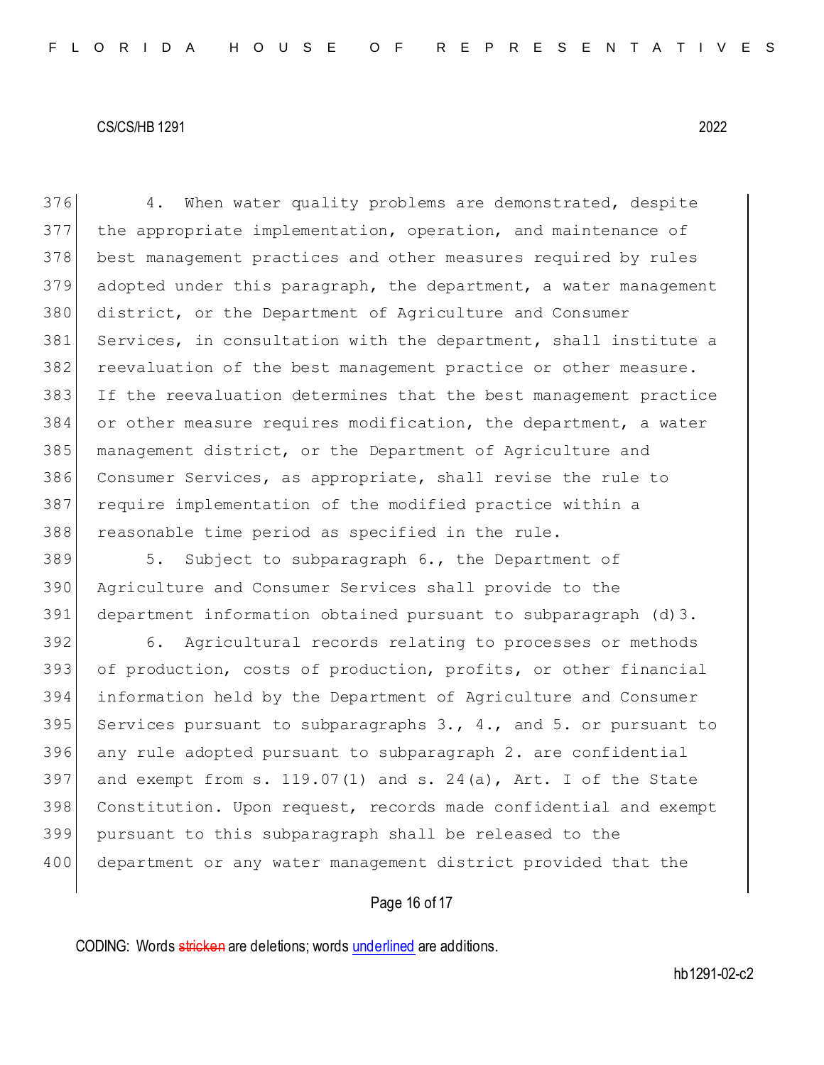4. When water quality problems are demonstrated, despite the appropriate implementation, operation, and maintenance of best management practices and other measures required by rules adopted under this paragraph, the department, a water management district, or the Department of Agriculture and Consumer Services, in consultation with the department, shall institute a reevaluation of the best management practice or other measure. If the reevaluation determines that the best management practice or other measure requires modification, the department, a water management district, or the Department of Agriculture and Consumer Services, as appropriate, shall revise the rule to require implementation of the modified practice within a reasonable time period as specified in the rule.

5. Subject to subparagraph 6., the Department of Agriculture and Consumer Services shall provide to the department information obtained pursuant to subparagraph (d)3.

6. Agricultural records relating to processes or methods of production, costs of production, profits, or other financial information held by the Department of Agriculture and Consumer Services pursuant to subparagraphs 3., 4., and 5. or pursuant to any rule adopted pursuant to subparagraph 2. are confidential and exempt from s. 119.07(1) and s. 24(a), Art. I of the State Constitution. Upon request, records made confidential and exempt pursuant to this subparagraph shall be released to the department or any water management district provided that the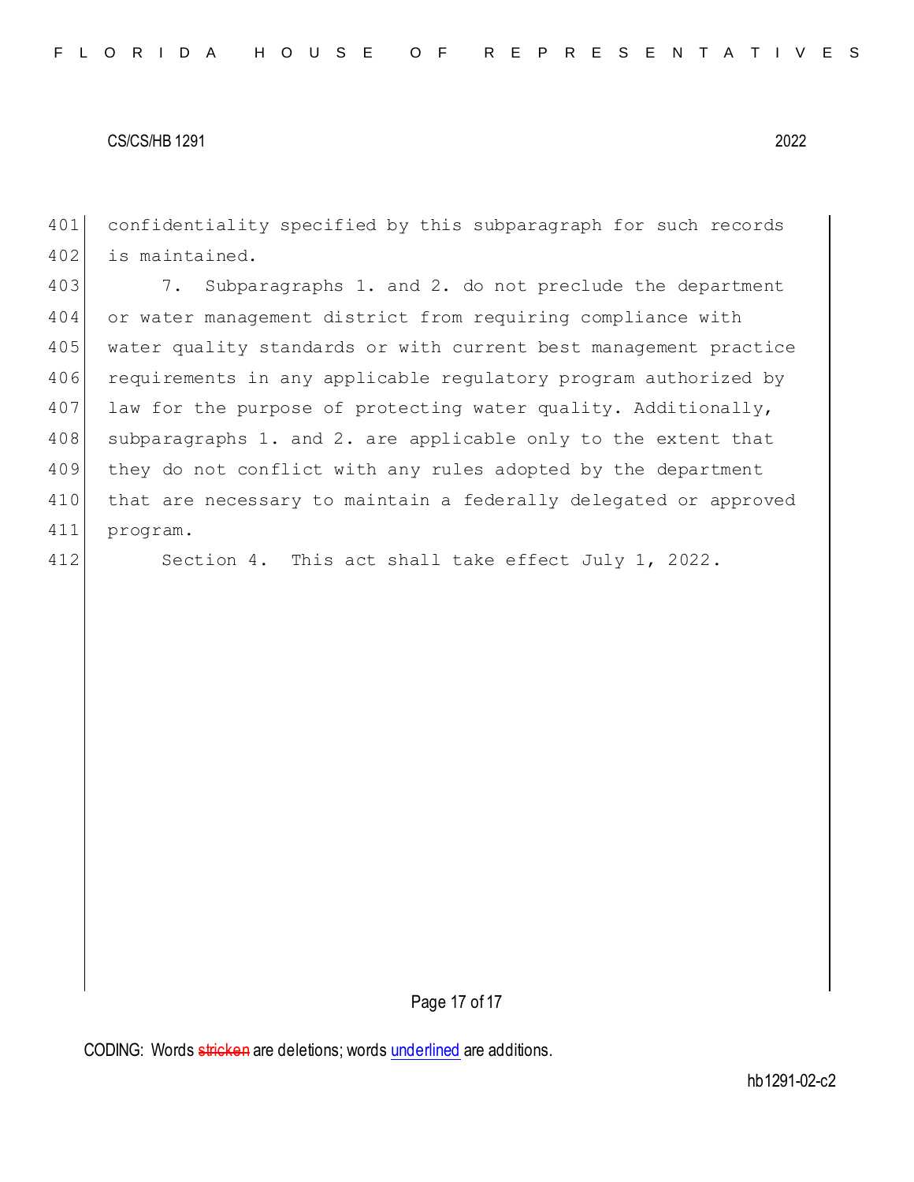confidentiality specified by this subparagraph for such records is maintained.

7. Subparagraphs 1. and 2. do not preclude the department or water management district from requiring compliance with water quality standards or with current best management practice requirements in any applicable regulatory program authorized by law for the purpose of protecting water quality. Additionally, subparagraphs 1. and 2. are applicable only to the extent that they do not conflict with any rules adopted by the department that are necessary to maintain a federally delegated or approved program.

Section 4. This act shall take effect July 1, 2022.